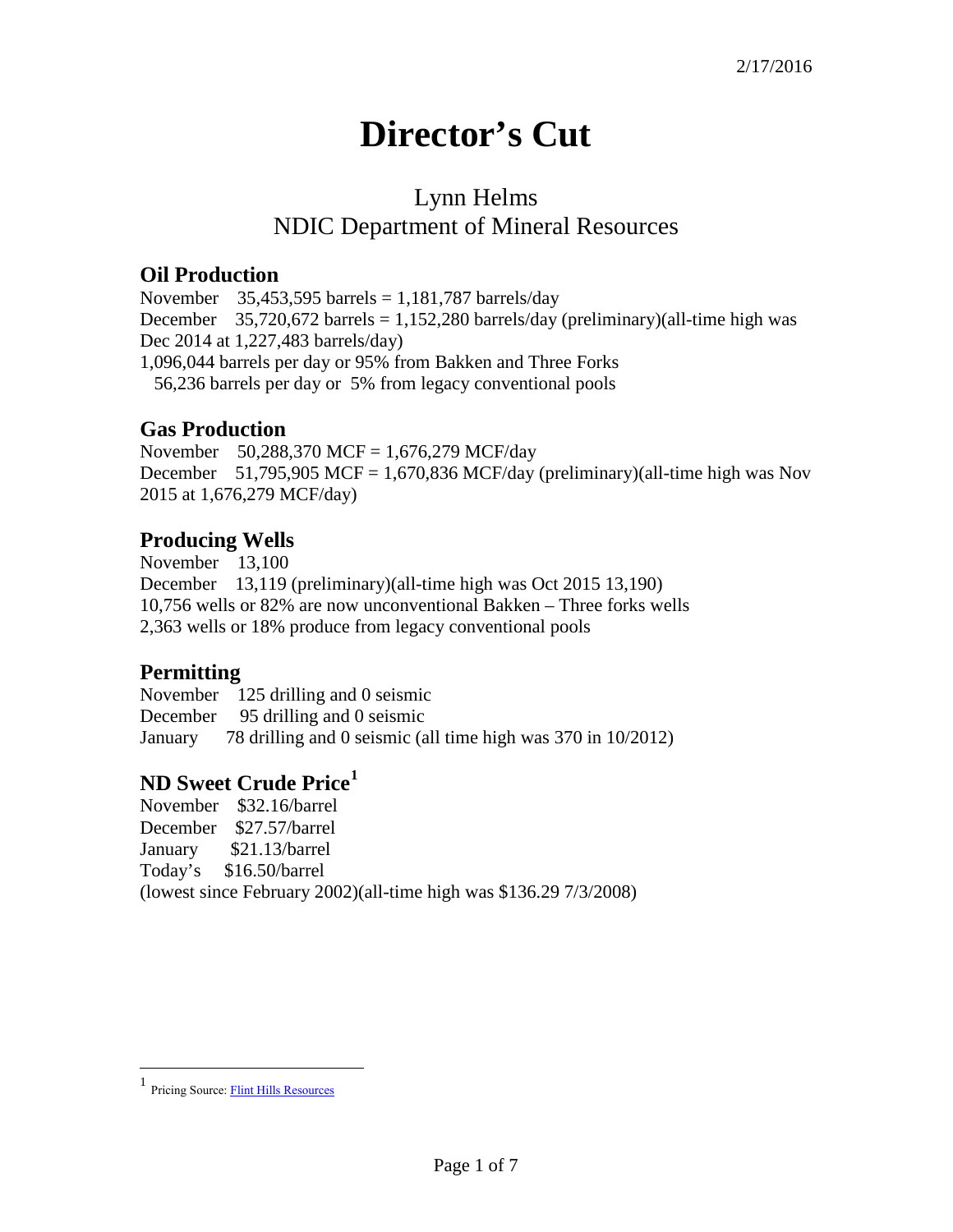2/17/2016

# Director's Cut

Lynn Helms
NDIC Department of Mineral Resources

## Oil Production

November 35,453,595 barrels = 1,181,787 barrels/day
December 35,720,672 barrels = 1,152,280 barrels/day (preliminary)(all-time high was Dec 2014 at 1,227,483 barrels/day)
1,096,044 barrels per day or 95% from Bakken and Three Forks
56,236 barrels per day or 5% from legacy conventional pools

## Gas Production

November 50,288,370 MCF = 1,676,279 MCF/day
December 51,795,905 MCF = 1,670,836 MCF/day (preliminary)(all-time high was Nov 2015 at 1,676,279 MCF/day)

## Producing Wells

November 13,100
December 13,119 (preliminary)(all-time high was Oct 2015 13,190)
10,756 wells or 82% are now unconventional Bakken – Three forks wells
2,363 wells or 18% produce from legacy conventional pools

## Permitting

November 125 drilling and 0 seismic
December 95 drilling and 0 seismic
January 78 drilling and 0 seismic (all time high was 370 in 10/2012)

## ND Sweet Crude Price[1]

November $32.16/barrel
December $27.57/barrel
January $21.13/barrel
Today's $16.50/barrel
(lowest since February 2002)(all-time high was $136.29 7/3/2008)

[1] Pricing Source: Flint Hills Resources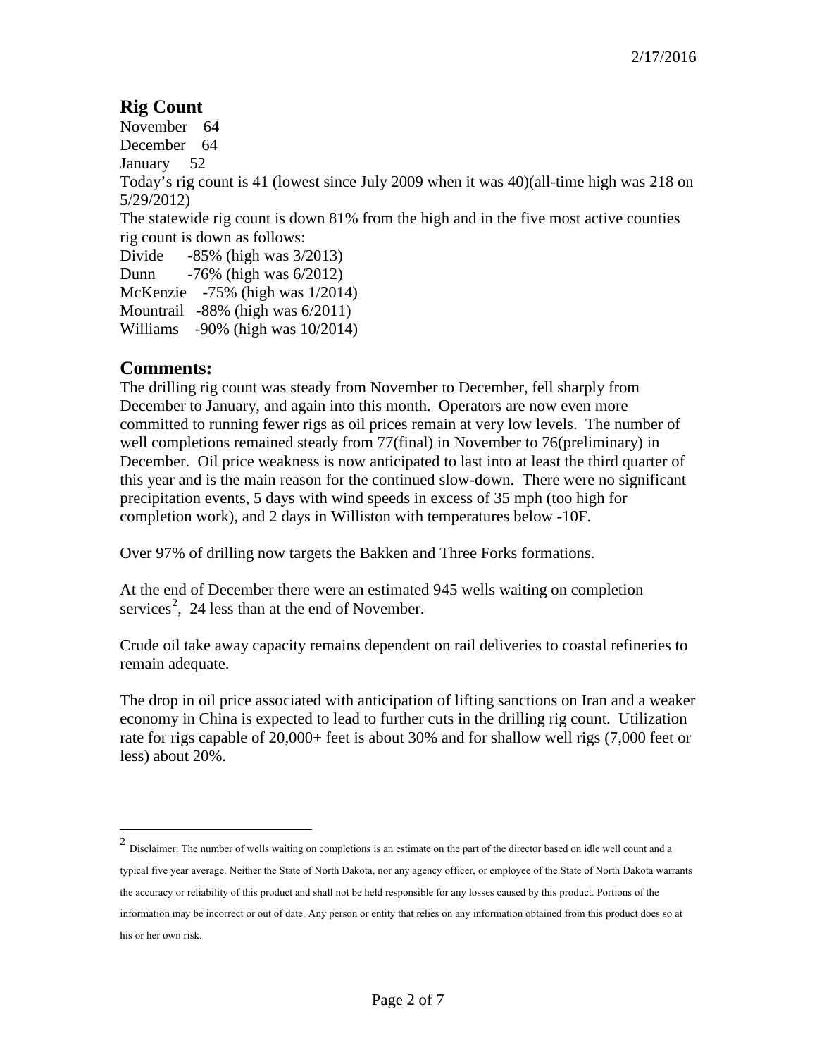## Rig Count

November 64
December 64
January 52
Today's rig count is 41 (lowest since July 2009 when it was 40)(all-time high was 218 on 5/29/2012)
The statewide rig count is down 81% from the high and in the five most active counties rig count is down as follows:
Divide -85% (high was 3/2013)
Dunn -76% (high was 6/2012)
McKenzie -75% (high was 1/2014)
Mountrail -88% (high was 6/2011)
Williams -90% (high was 10/2014)

## Comments:

The drilling rig count was steady from November to December, fell sharply from December to January, and again into this month. Operators are now even more committed to running fewer rigs as oil prices remain at very low levels. The number of well completions remained steady from 77(final) in November to 76(preliminary) in December. Oil price weakness is now anticipated to last into at least the third quarter of this year and is the main reason for the continued slow-down. There were no significant precipitation events, 5 days with wind speeds in excess of 35 mph (too high for completion work), and 2 days in Williston with temperatures below -10F.

Over 97% of drilling now targets the Bakken and Three Forks formations.

At the end of December there were an estimated 945 wells waiting on completion services[2], 24 less than at the end of November.

Crude oil take away capacity remains dependent on rail deliveries to coastal refineries to remain adequate.

The drop in oil price associated with anticipation of lifting sanctions on Iran and a weaker economy in China is expected to lead to further cuts in the drilling rig count. Utilization rate for rigs capable of 20,000+ feet is about 30% and for shallow well rigs (7,000 feet or less) about 20%.

---

[2] Disclaimer: The number of wells waiting on completions is an estimate on the part of the director based on idle well count and a typical five year average. Neither the State of North Dakota, nor any agency officer, or employee of the State of North Dakota warrants the accuracy or reliability of this product and shall not be held responsible for any losses caused by this product. Portions of the information may be incorrect or out of date. Any person or entity that relies on any information obtained from this product does so at his or her own risk.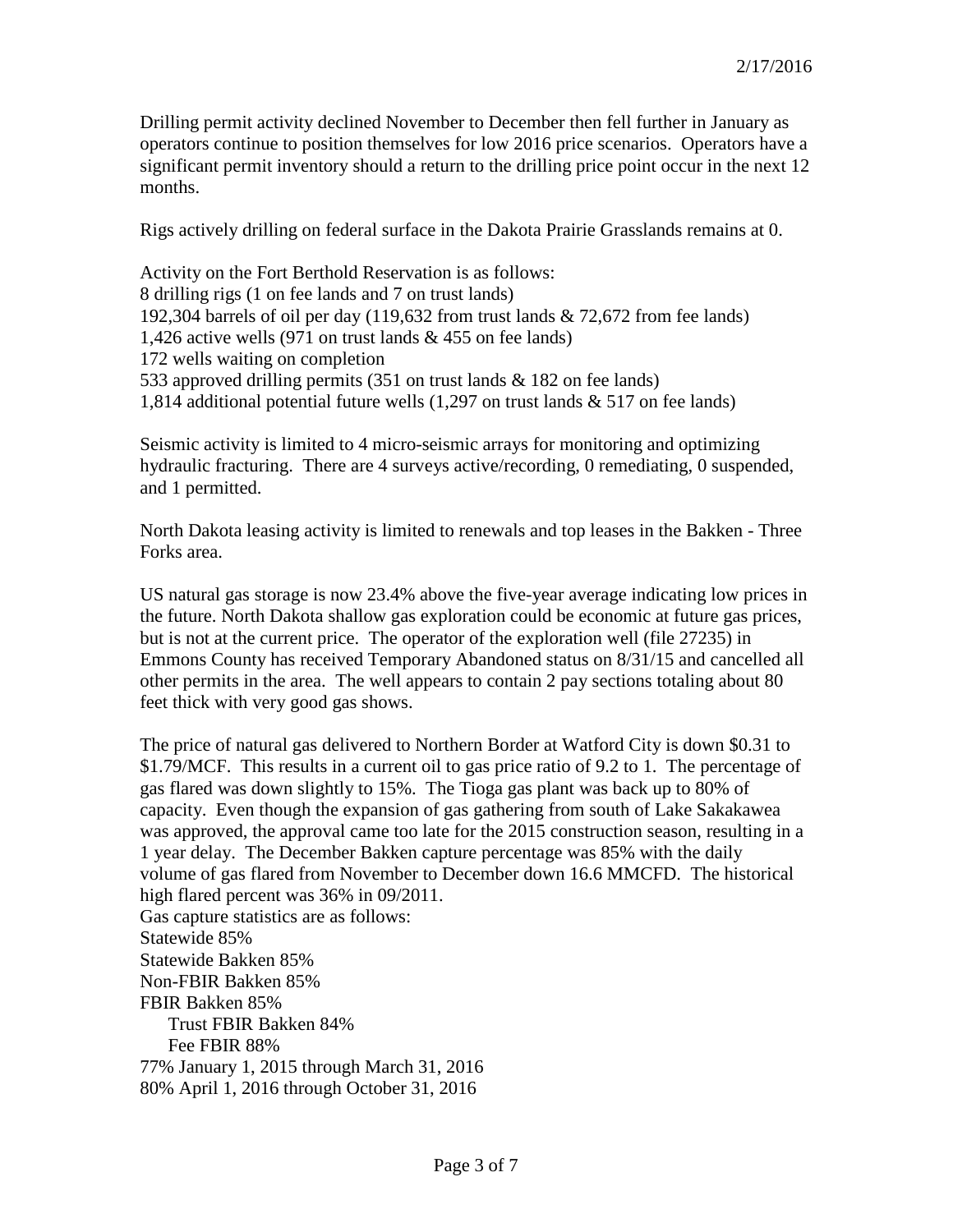Drilling permit activity declined November to December then fell further in January as operators continue to position themselves for low 2016 price scenarios. Operators have a significant permit inventory should a return to the drilling price point occur in the next 12 months.

Rigs actively drilling on federal surface in the Dakota Prairie Grasslands remains at 0.

Activity on the Fort Berthold Reservation is as follows:
8 drilling rigs (1 on fee lands and 7 on trust lands)
192,304 barrels of oil per day (119,632 from trust lands & 72,672 from fee lands)
1,426 active wells (971 on trust lands & 455 on fee lands)
172 wells waiting on completion
533 approved drilling permits (351 on trust lands & 182 on fee lands)
1,814 additional potential future wells (1,297 on trust lands & 517 on fee lands)

Seismic activity is limited to 4 micro-seismic arrays for monitoring and optimizing hydraulic fracturing. There are 4 surveys active/recording, 0 remediating, 0 suspended, and 1 permitted.

North Dakota leasing activity is limited to renewals and top leases in the Bakken - Three Forks area.

US natural gas storage is now 23.4% above the five-year average indicating low prices in the future. North Dakota shallow gas exploration could be economic at future gas prices, but is not at the current price. The operator of the exploration well (file 27235) in Emmons County has received Temporary Abandoned status on 8/31/15 and cancelled all other permits in the area. The well appears to contain 2 pay sections totaling about 80 feet thick with very good gas shows.

The price of natural gas delivered to Northern Border at Watford City is down $0.31 to $1.79/MCF. This results in a current oil to gas price ratio of 9.2 to 1. The percentage of gas flared was down slightly to 15%. The Tioga gas plant was back up to 80% of capacity. Even though the expansion of gas gathering from south of Lake Sakakawea was approved, the approval came too late for the 2015 construction season, resulting in a 1 year delay. The December Bakken capture percentage was 85% with the daily volume of gas flared from November to December down 16.6 MMCFD. The historical high flared percent was 36% in 09/2011.

Gas capture statistics are as follows:
Statewide 85%
Statewide Bakken 85%
Non-FBIR Bakken 85%
FBIR Bakken 85%
    Trust FBIR Bakken 84%
    Fee FBIR 88%
77% January 1, 2015 through March 31, 2016
80% April 1, 2016 through October 31, 2016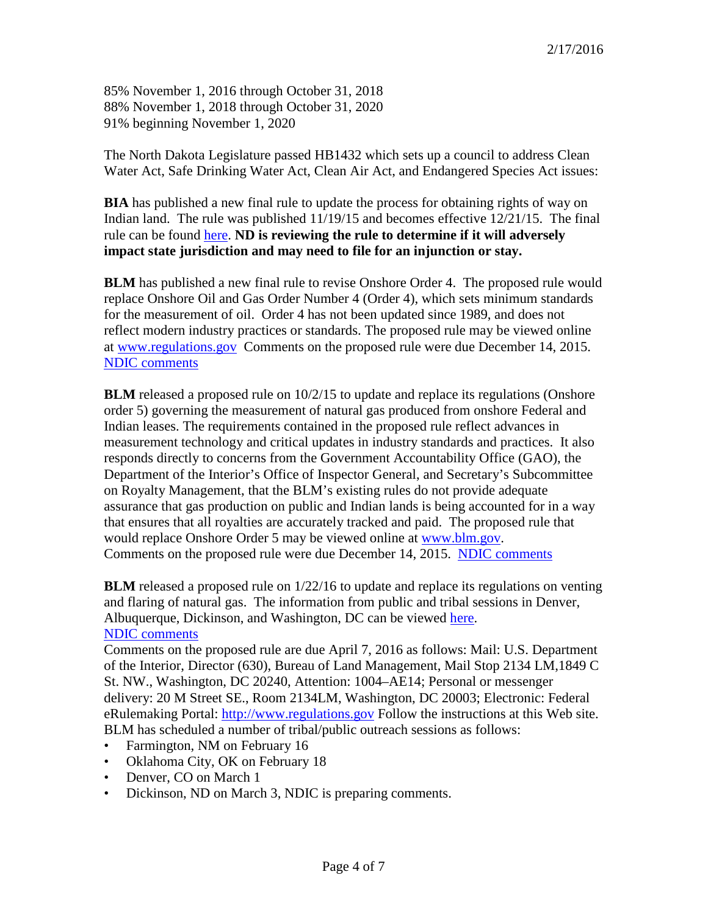85% November 1, 2016 through October 31, 2018
88% November 1, 2018 through October 31, 2020
91% beginning November 1, 2020

The North Dakota Legislature passed HB1432 which sets up a council to address Clean Water Act, Safe Drinking Water Act, Clean Air Act, and Endangered Species Act issues:

**BIA** has published a new final rule to update the process for obtaining rights of way on Indian land. The rule was published 11/19/15 and becomes effective 12/21/15. The final rule can be found here. **ND is reviewing the rule to determine if it will adversely impact state jurisdiction and may need to file for an injunction or stay.**

**BLM** has published a new final rule to revise Onshore Order 4. The proposed rule would replace Onshore Oil and Gas Order Number 4 (Order 4), which sets minimum standards for the measurement of oil. Order 4 has not been updated since 1989, and does not reflect modern industry practices or standards. The proposed rule may be viewed online at www.regulations.gov Comments on the proposed rule were due December 14, 2015. NDIC comments

**BLM** released a proposed rule on 10/2/15 to update and replace its regulations (Onshore order 5) governing the measurement of natural gas produced from onshore Federal and Indian leases. The requirements contained in the proposed rule reflect advances in measurement technology and critical updates in industry standards and practices. It also responds directly to concerns from the Government Accountability Office (GAO), the Department of the Interior's Office of Inspector General, and Secretary's Subcommittee on Royalty Management, that the BLM's existing rules do not provide adequate assurance that gas production on public and Indian lands is being accounted for in a way that ensures that all royalties are accurately tracked and paid. The proposed rule that would replace Onshore Order 5 may be viewed online at www.blm.gov. Comments on the proposed rule were due December 14, 2015. NDIC comments

**BLM** released a proposed rule on 1/22/16 to update and replace its regulations on venting and flaring of natural gas. The information from public and tribal sessions in Denver, Albuquerque, Dickinson, and Washington, DC can be viewed here.
NDIC comments
Comments on the proposed rule are due April 7, 2016 as follows: Mail: U.S. Department of the Interior, Director (630), Bureau of Land Management, Mail Stop 2134 LM,1849 C St. NW., Washington, DC 20240, Attention: 1004–AE14; Personal or messenger delivery: 20 M Street SE., Room 2134LM, Washington, DC 20003; Electronic: Federal eRulemaking Portal: http://www.regulations.gov Follow the instructions at this Web site. BLM has scheduled a number of tribal/public outreach sessions as follows:

- Farmington, NM on February 16
- Oklahoma City, OK on February 18
- Denver, CO on March 1
- Dickinson, ND on March 3, NDIC is preparing comments.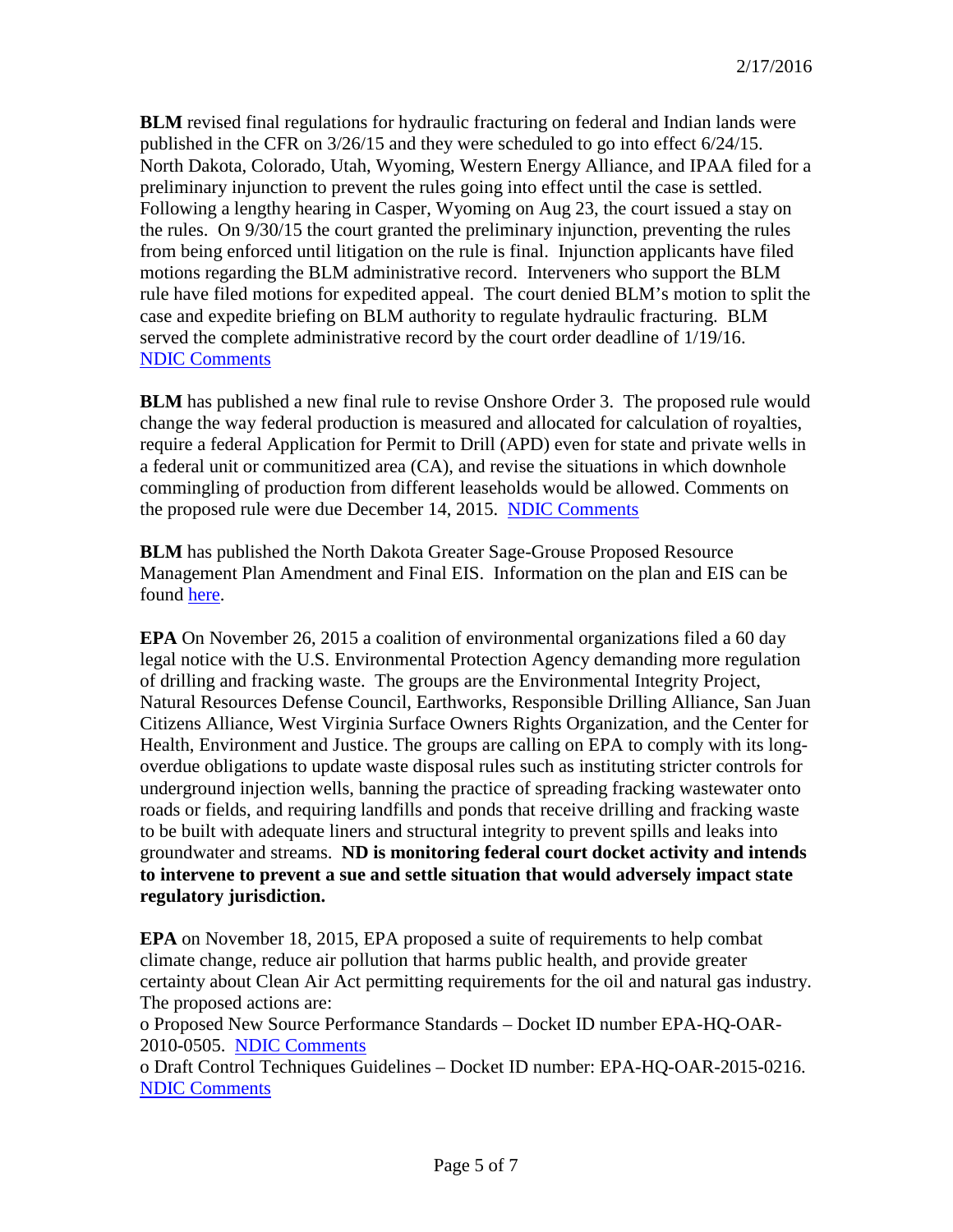**BLM** revised final regulations for hydraulic fracturing on federal and Indian lands were published in the CFR on 3/26/15 and they were scheduled to go into effect 6/24/15. North Dakota, Colorado, Utah, Wyoming, Western Energy Alliance, and IPAA filed for a preliminary injunction to prevent the rules going into effect until the case is settled. Following a lengthy hearing in Casper, Wyoming on Aug 23, the court issued a stay on the rules. On 9/30/15 the court granted the preliminary injunction, preventing the rules from being enforced until litigation on the rule is final. Injunction applicants have filed motions regarding the BLM administrative record. Interveners who support the BLM rule have filed motions for expedited appeal. The court denied BLM's motion to split the case and expedite briefing on BLM authority to regulate hydraulic fracturing. BLM served the complete administrative record by the court order deadline of 1/19/16. NDIC Comments

**BLM** has published a new final rule to revise Onshore Order 3. The proposed rule would change the way federal production is measured and allocated for calculation of royalties, require a federal Application for Permit to Drill (APD) even for state and private wells in a federal unit or communitized area (CA), and revise the situations in which downhole commingling of production from different leaseholds would be allowed. Comments on the proposed rule were due December 14, 2015. NDIC Comments

**BLM** has published the North Dakota Greater Sage-Grouse Proposed Resource Management Plan Amendment and Final EIS. Information on the plan and EIS can be found here.

**EPA** On November 26, 2015 a coalition of environmental organizations filed a 60 day legal notice with the U.S. Environmental Protection Agency demanding more regulation of drilling and fracking waste. The groups are the Environmental Integrity Project, Natural Resources Defense Council, Earthworks, Responsible Drilling Alliance, San Juan Citizens Alliance, West Virginia Surface Owners Rights Organization, and the Center for Health, Environment and Justice. The groups are calling on EPA to comply with its long-overdue obligations to update waste disposal rules such as instituting stricter controls for underground injection wells, banning the practice of spreading fracking wastewater onto roads or fields, and requiring landfills and ponds that receive drilling and fracking waste to be built with adequate liners and structural integrity to prevent spills and leaks into groundwater and streams. **ND is monitoring federal court docket activity and intends to intervene to prevent a sue and settle situation that would adversely impact state regulatory jurisdiction.**

**EPA** on November 18, 2015, EPA proposed a suite of requirements to help combat climate change, reduce air pollution that harms public health, and provide greater certainty about Clean Air Act permitting requirements for the oil and natural gas industry. The proposed actions are:

o Proposed New Source Performance Standards – Docket ID number EPA-HQ-OAR-2010-0505. NDIC Comments

o Draft Control Techniques Guidelines – Docket ID number: EPA-HQ-OAR-2015-0216. NDIC Comments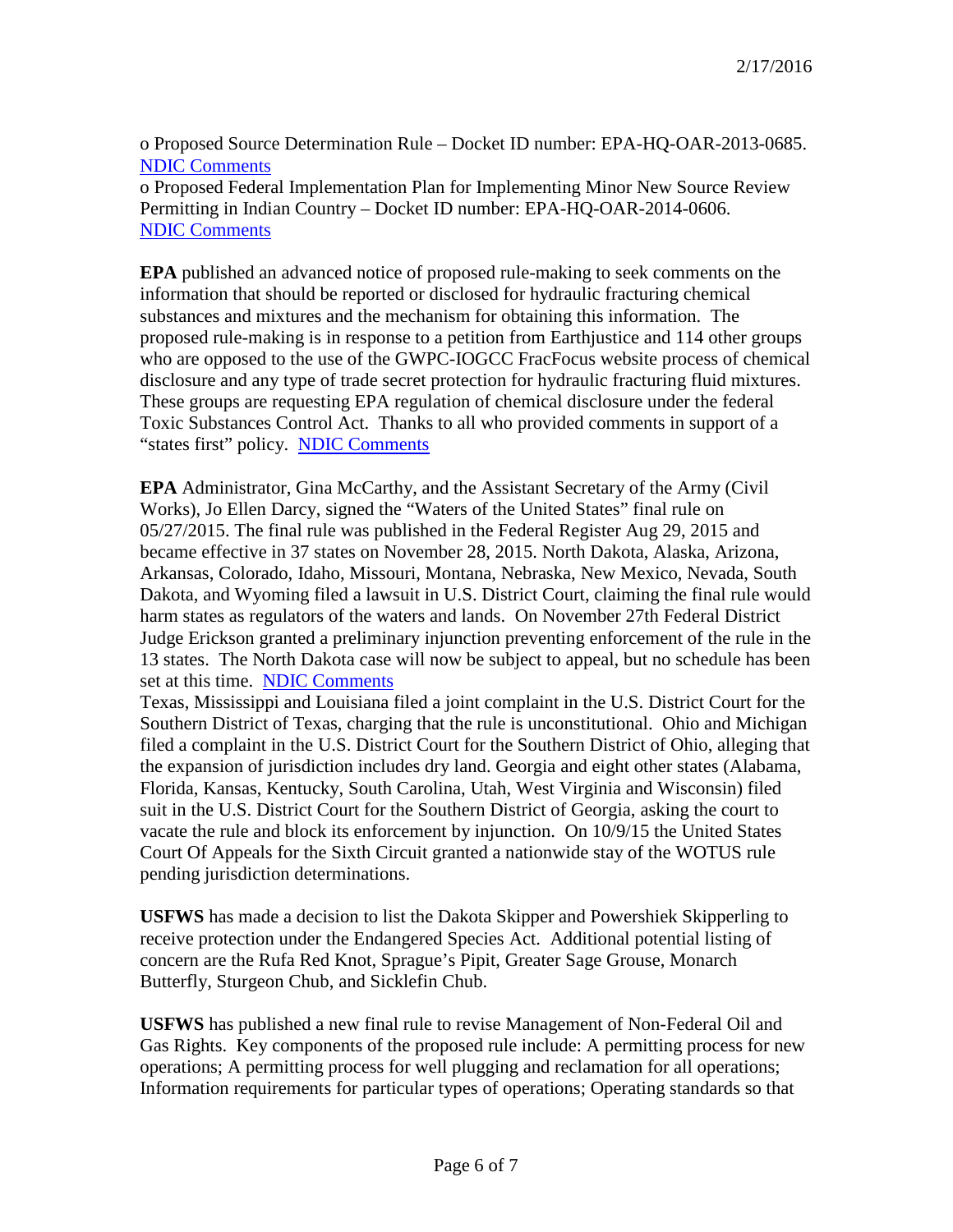o Proposed Source Determination Rule – Docket ID number: EPA-HQ-OAR-2013-0685. NDIC Comments
o Proposed Federal Implementation Plan for Implementing Minor New Source Review Permitting in Indian Country – Docket ID number: EPA-HQ-OAR-2014-0606. NDIC Comments

**EPA** published an advanced notice of proposed rule-making to seek comments on the information that should be reported or disclosed for hydraulic fracturing chemical substances and mixtures and the mechanism for obtaining this information. The proposed rule-making is in response to a petition from Earthjustice and 114 other groups who are opposed to the use of the GWPC-IOGCC FracFocus website process of chemical disclosure and any type of trade secret protection for hydraulic fracturing fluid mixtures. These groups are requesting EPA regulation of chemical disclosure under the federal Toxic Substances Control Act. Thanks to all who provided comments in support of a "states first" policy. NDIC Comments

**EPA** Administrator, Gina McCarthy, and the Assistant Secretary of the Army (Civil Works), Jo Ellen Darcy, signed the "Waters of the United States" final rule on 05/27/2015. The final rule was published in the Federal Register Aug 29, 2015 and became effective in 37 states on November 28, 2015. North Dakota, Alaska, Arizona, Arkansas, Colorado, Idaho, Missouri, Montana, Nebraska, New Mexico, Nevada, South Dakota, and Wyoming filed a lawsuit in U.S. District Court, claiming the final rule would harm states as regulators of the waters and lands. On November 27th Federal District Judge Erickson granted a preliminary injunction preventing enforcement of the rule in the 13 states. The North Dakota case will now be subject to appeal, but no schedule has been set at this time. NDIC Comments
Texas, Mississippi and Louisiana filed a joint complaint in the U.S. District Court for the Southern District of Texas, charging that the rule is unconstitutional. Ohio and Michigan filed a complaint in the U.S. District Court for the Southern District of Ohio, alleging that the expansion of jurisdiction includes dry land. Georgia and eight other states (Alabama, Florida, Kansas, Kentucky, South Carolina, Utah, West Virginia and Wisconsin) filed suit in the U.S. District Court for the Southern District of Georgia, asking the court to vacate the rule and block its enforcement by injunction. On 10/9/15 the United States Court Of Appeals for the Sixth Circuit granted a nationwide stay of the WOTUS rule pending jurisdiction determinations.

**USFWS** has made a decision to list the Dakota Skipper and Powershiek Skipperling to receive protection under the Endangered Species Act. Additional potential listing of concern are the Rufa Red Knot, Sprague's Pipit, Greater Sage Grouse, Monarch Butterfly, Sturgeon Chub, and Sicklefin Chub.

**USFWS** has published a new final rule to revise Management of Non-Federal Oil and Gas Rights. Key components of the proposed rule include: A permitting process for new operations; A permitting process for well plugging and reclamation for all operations; Information requirements for particular types of operations; Operating standards so that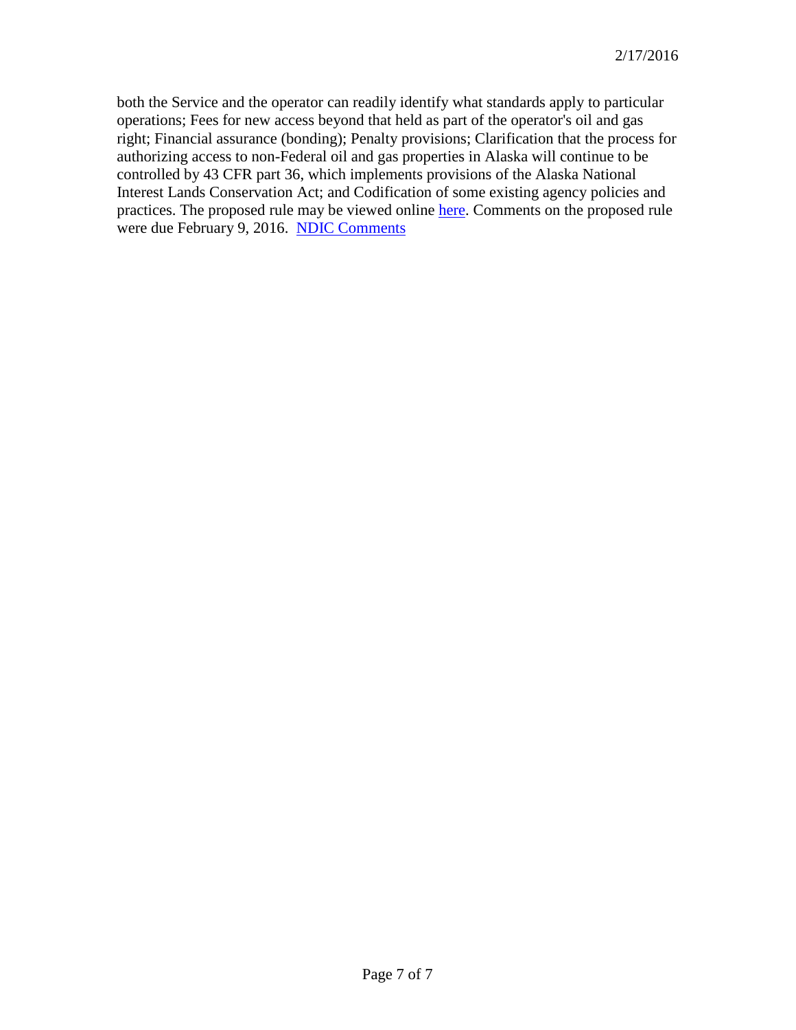both the Service and the operator can readily identify what standards apply to particular operations; Fees for new access beyond that held as part of the operator's oil and gas right; Financial assurance (bonding); Penalty provisions; Clarification that the process for authorizing access to non-Federal oil and gas properties in Alaska will continue to be controlled by 43 CFR part 36, which implements provisions of the Alaska National Interest Lands Conservation Act; and Codification of some existing agency policies and practices. The proposed rule may be viewed online here. Comments on the proposed rule were due February 9, 2016. NDIC Comments